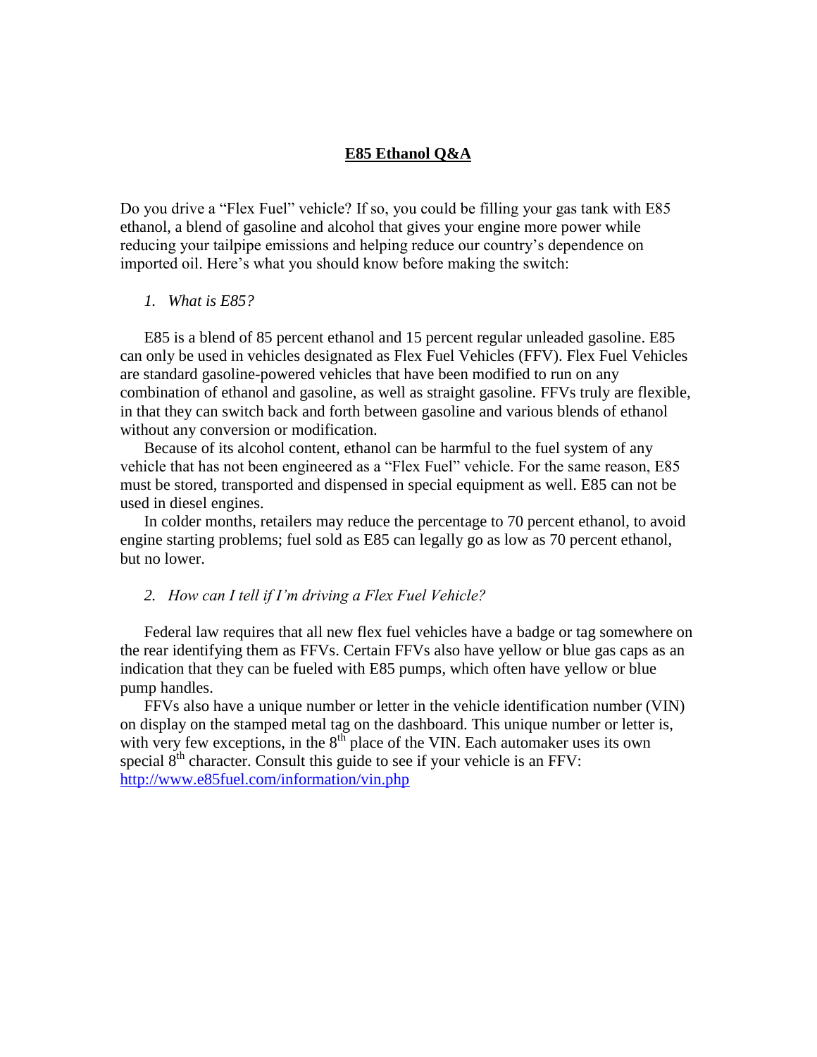# **E85 Ethanol Q&A**

Do you drive a "Flex Fuel" vehicle? If so, you could be filling your gas tank with E85 ethanol, a blend of gasoline and alcohol that gives your engine more power while reducing your tailpipe emissions and helping reduce our country's dependence on imported oil. Here's what you should know before making the switch:

1. *What is E85?*

E85 is a blend of 85 percent ethanol and 15 percent regular unleaded gasoline. E85 can only be used in vehicles designated as Flex Fuel Vehicles (FFV). Flex Fuel Vehicles are standard gasoline-powered vehicles that have been modified to run on any combination of ethanol and gasoline, as well as straight gasoline. FFVs truly are flexible, in that they can switch back and forth between gasoline and various blends of ethanol without any conversion or modification.

Because of its alcohol content, ethanol can be harmful to the fuel system of any vehicle that has not been engineered as a "Flex Fuel" vehicle. For the same reason, E85 must be stored, transported and dispensed in special equipment as well. E85 can not be used in diesel engines.

In colder months, retailers may reduce the percentage to 70 percent ethanol, to avoid engine starting problems; fuel sold as E85 can legally go as low as 70 percent ethanol, but no lower.

2. *How can I tell if I'm driving a Flex Fuel Vehicle?*

Federal law requires that all new flex fuel vehicles have a badge or tag somewhere on the rear identifying them as FFVs. Certain FFVs also have yellow or blue gas caps as an indication that they can be fueled with E85 pumps, which often have yellow or blue pump handles.

FFVs also have a unique number or letter in the vehicle identification number (VIN) on display on the stamped metal tag on the dashboard. This unique number or letter is, with very few exceptions, in the 8th place of the VIN. Each automaker uses its own special 8th character. Consult this guide to see if your vehicle is an FFV: http://www.e85fuel.com/information/vin.php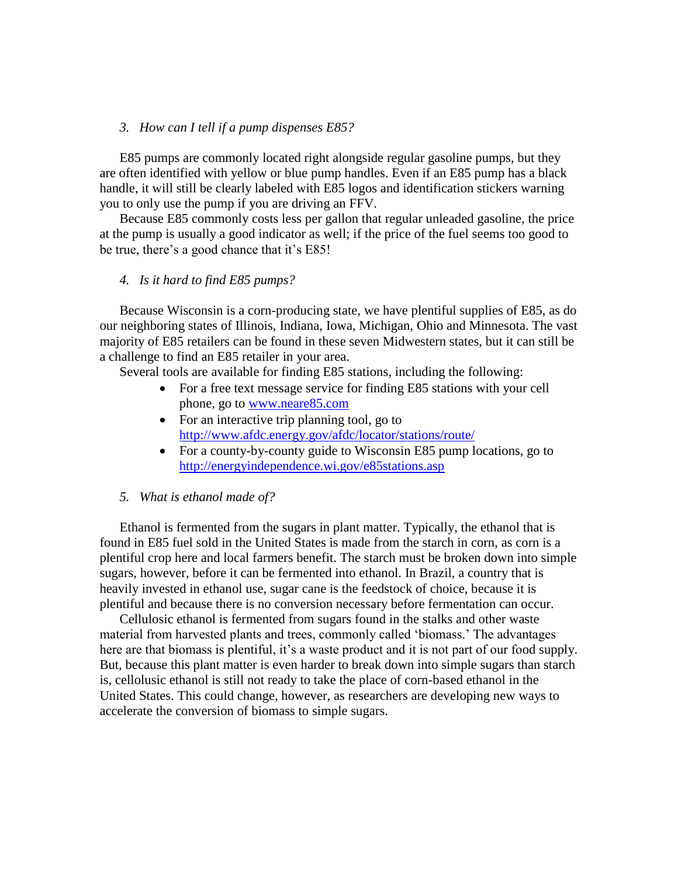### *3. How can I tell if a pump dispenses E85?*

E85 pumps are commonly located right alongside regular gasoline pumps, but they are often identified with yellow or blue pump handles. Even if an E85 pump has a black handle, it will still be clearly labeled with E85 logos and identification stickers warning you to only use the pump if you are driving an FFV.

Because E85 commonly costs less per gallon that regular unleaded gasoline, the price at the pump is usually a good indicator as well; if the price of the fuel seems too good to be true, there's a good chance that it's E85!

### *4. Is it hard to find E85 pumps?*

Because Wisconsin is a corn-producing state, we have plentiful supplies of E85, as do our neighboring states of Illinois, Indiana, Iowa, Michigan, Ohio and Minnesota. The vast majority of E85 retailers can be found in these seven Midwestern states, but it can still be a challenge to find an E85 retailer in your area.

Several tools are available for finding E85 stations, including the following:

- For a free text message service for finding E85 stations with your cell phone, go to [www.neare85.com](www.neare85.com)
- For an interactive trip planning tool, go to [http://www.afdc.energy.gov/afdc/locator/stations/route/](http://www.afdc.energy.gov/afdc/locator/stations/route/)
- For a county-by-county guide to Wisconsin E85 pump locations, go to [http://energyindependence.wi.gov/e85stations.asp](http://energyindependence.wi.gov/e85stations.asp)

### *5. What is ethanol made of?*

Ethanol is fermented from the sugars in plant matter. Typically, the ethanol that is found in E85 fuel sold in the United States is made from the starch in corn, as corn is a plentiful crop here and local farmers benefit. The starch must be broken down into simple sugars, however, before it can be fermented into ethanol. In Brazil, a country that is heavily invested in ethanol use, sugar cane is the feedstock of choice, because it is plentiful and because there is no conversion necessary before fermentation can occur.

Cellulosic ethanol is fermented from sugars found in the stalks and other waste material from harvested plants and trees, commonly called 'biomass.' The advantages here are that biomass is plentiful, it's a waste product and it is not part of our food supply. But, because this plant matter is even harder to break down into simple sugars than starch is, cellulosic ethanol is still not ready to take the place of corn-based ethanol in the United States. This could change, however, as researchers are developing new ways to accelerate the conversion of biomass to simple sugars.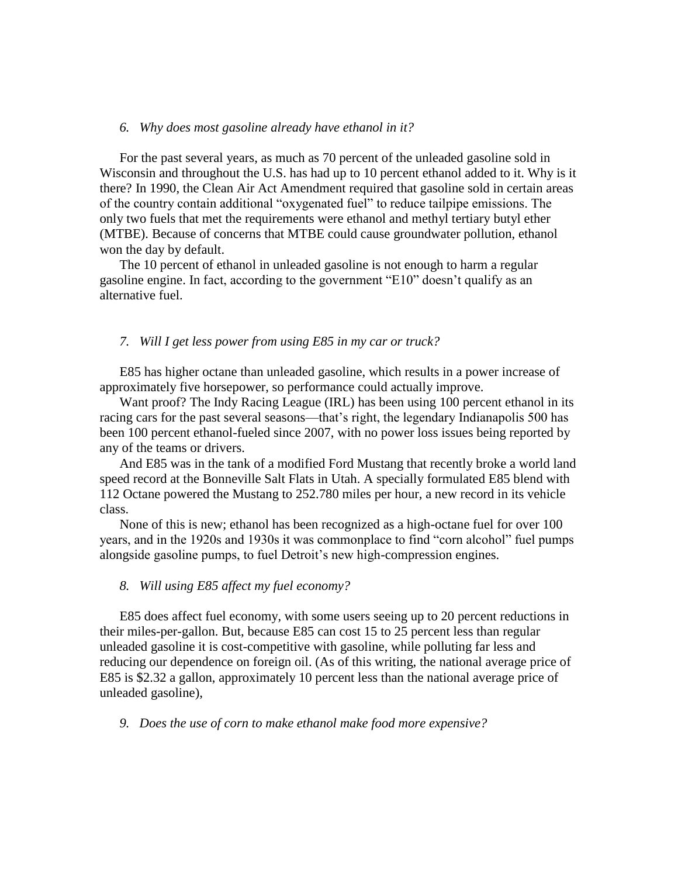*6. Why does most gasoline already have ethanol in it?*

For the past several years, as much as 70 percent of the unleaded gasoline sold in Wisconsin and throughout the U.S. has had up to 10 percent ethanol added to it. Why is it there? In 1990, the Clean Air Act Amendment required that gasoline sold in certain areas of the country contain additional "oxygenated fuel" to reduce tailpipe emissions. The only two fuels that met the requirements were ethanol and methyl tertiary butyl ether (MTBE). Because of concerns that MTBE could cause groundwater pollution, ethanol won the day by default.

The 10 percent of ethanol in unleaded gasoline is not enough to harm a regular gasoline engine. In fact, according to the government "E10" doesn't qualify as an alternative fuel.

*7. Will I get less power from using E85 in my car or truck?*

E85 has higher octane than unleaded gasoline, which results in a power increase of approximately five horsepower, so performance could actually improve.

Want proof? The Indy Racing League (IRL) has been using 100 percent ethanol in its racing cars for the past several seasons—that's right, the legendary Indianapolis 500 has been 100 percent ethanol-fueled since 2007, with no power loss issues being reported by any of the teams or drivers.

And E85 was in the tank of a modified Ford Mustang that recently broke a world land speed record at the Bonneville Salt Flats in Utah. A specially formulated E85 blend with 112 Octane powered the Mustang to 252.780 miles per hour, a new record in its vehicle class.

None of this is new; ethanol has been recognized as a high-octane fuel for over 100 years, and in the 1920s and 1930s it was commonplace to find "corn alcohol" fuel pumps alongside gasoline pumps, to fuel Detroit's new high-compression engines.

*8. Will using E85 affect my fuel economy?*

E85 does affect fuel economy, with some users seeing up to 20 percent reductions in their miles-per-gallon. But, because E85 can cost 15 to 25 percent less than regular unleaded gasoline it is cost-competitive with gasoline, while polluting far less and reducing our dependence on foreign oil. (As of this writing, the national average price of E85 is $2.32 a gallon, approximately 10 percent less than the national average price of unleaded gasoline),

*9. Does the use of corn to make ethanol make food more expensive?*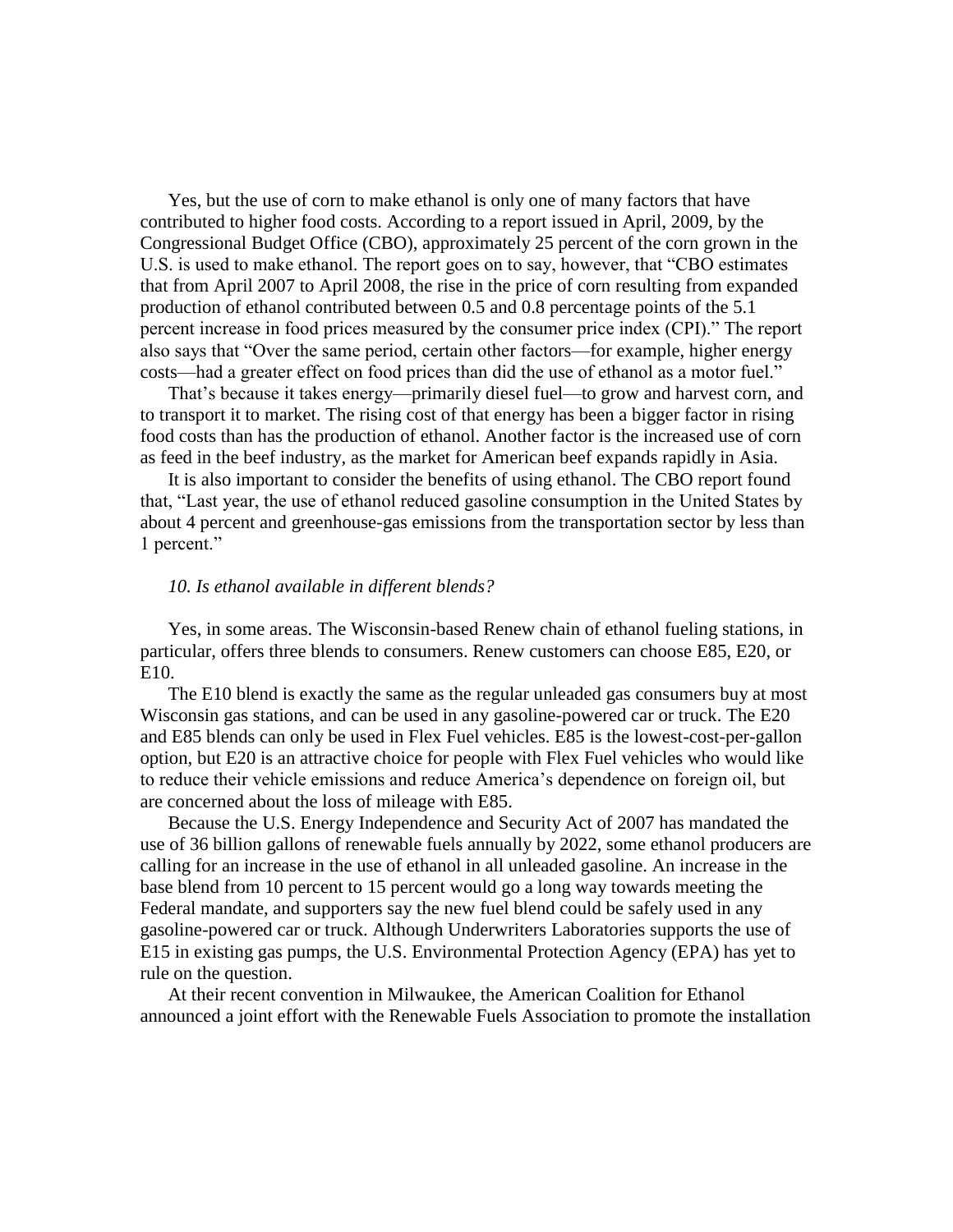Yes, but the use of corn to make ethanol is only one of many factors that have contributed to higher food costs. According to a report issued in April, 2009, by the Congressional Budget Office (CBO), approximately 25 percent of the corn grown in the U.S. is used to make ethanol. The report goes on to say, however, that "CBO estimates that from April 2007 to April 2008, the rise in the price of corn resulting from expanded production of ethanol contributed between 0.5 and 0.8 percentage points of the 5.1 percent increase in food prices measured by the consumer price index (CPI)." The report also says that "Over the same period, certain other factors—for example, higher energy costs—had a greater effect on food prices than did the use of ethanol as a motor fuel."

That's because it takes energy—primarily diesel fuel—to grow and harvest corn, and to transport it to market. The rising cost of that energy has been a bigger factor in rising food costs than has the production of ethanol. Another factor is the increased use of corn as feed in the beef industry, as the market for American beef expands rapidly in Asia.

It is also important to consider the benefits of using ethanol. The CBO report found that, "Last year, the use of ethanol reduced gasoline consumption in the United States by about 4 percent and greenhouse-gas emissions from the transportation sector by less than 1 percent."

*10. Is ethanol available in different blends?*

Yes, in some areas. The Wisconsin-based Renew chain of ethanol fueling stations, in particular, offers three blends to consumers. Renew customers can choose E85, E20, or E10.

The E10 blend is exactly the same as the regular unleaded gas consumers buy at most Wisconsin gas stations, and can be used in any gasoline-powered car or truck. The E20 and E85 blends can only be used in Flex Fuel vehicles. E85 is the lowest-cost-per-gallon option, but E20 is an attractive choice for people with Flex Fuel vehicles who would like to reduce their vehicle emissions and reduce America's dependence on foreign oil, but are concerned about the loss of mileage with E85.

Because the U.S. Energy Independence and Security Act of 2007 has mandated the use of 36 billion gallons of renewable fuels annually by 2022, some ethanol producers are calling for an increase in the use of ethanol in all unleaded gasoline. An increase in the base blend from 10 percent to 15 percent would go a long way towards meeting the Federal mandate, and supporters say the new fuel blend could be safely used in any gasoline-powered car or truck. Although Underwriters Laboratories supports the use of E15 in existing gas pumps, the U.S. Environmental Protection Agency (EPA) has yet to rule on the question.

At their recent convention in Milwaukee, the American Coalition for Ethanol announced a joint effort with the Renewable Fuels Association to promote the installation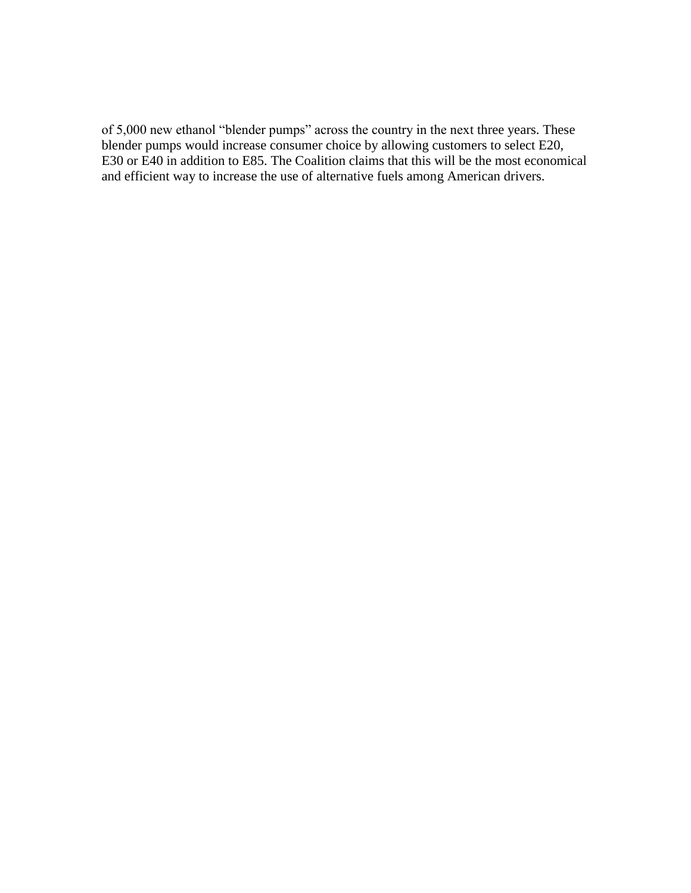of 5,000 new ethanol “blender pumps” across the country in the next three years. These blender pumps would increase consumer choice by allowing customers to select E20, E30 or E40 in addition to E85. The Coalition claims that this will be the most economical and efficient way to increase the use of alternative fuels among American drivers.